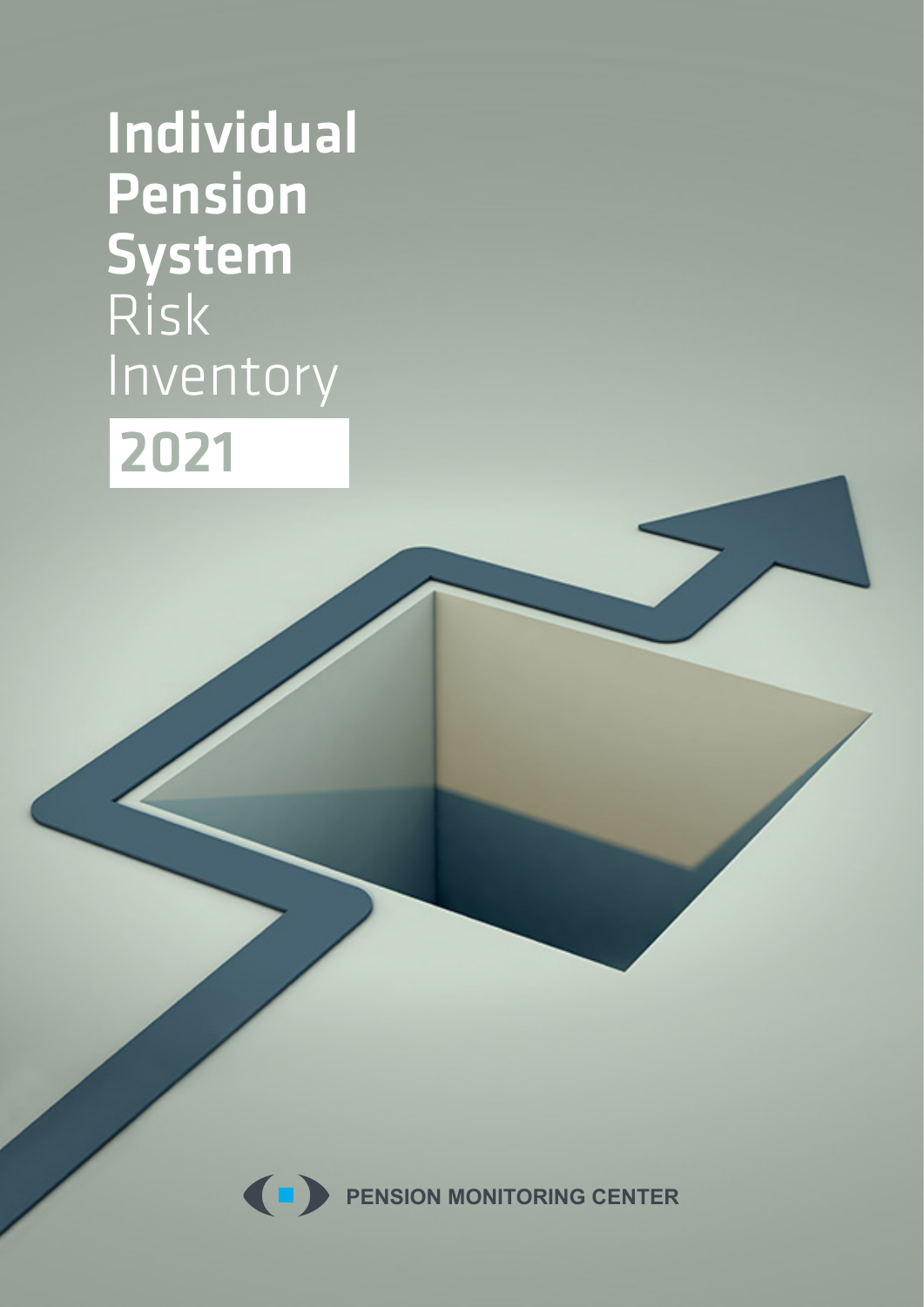# Individual Pension System Risk Inventory 2021

PENSION MONITORING CENTER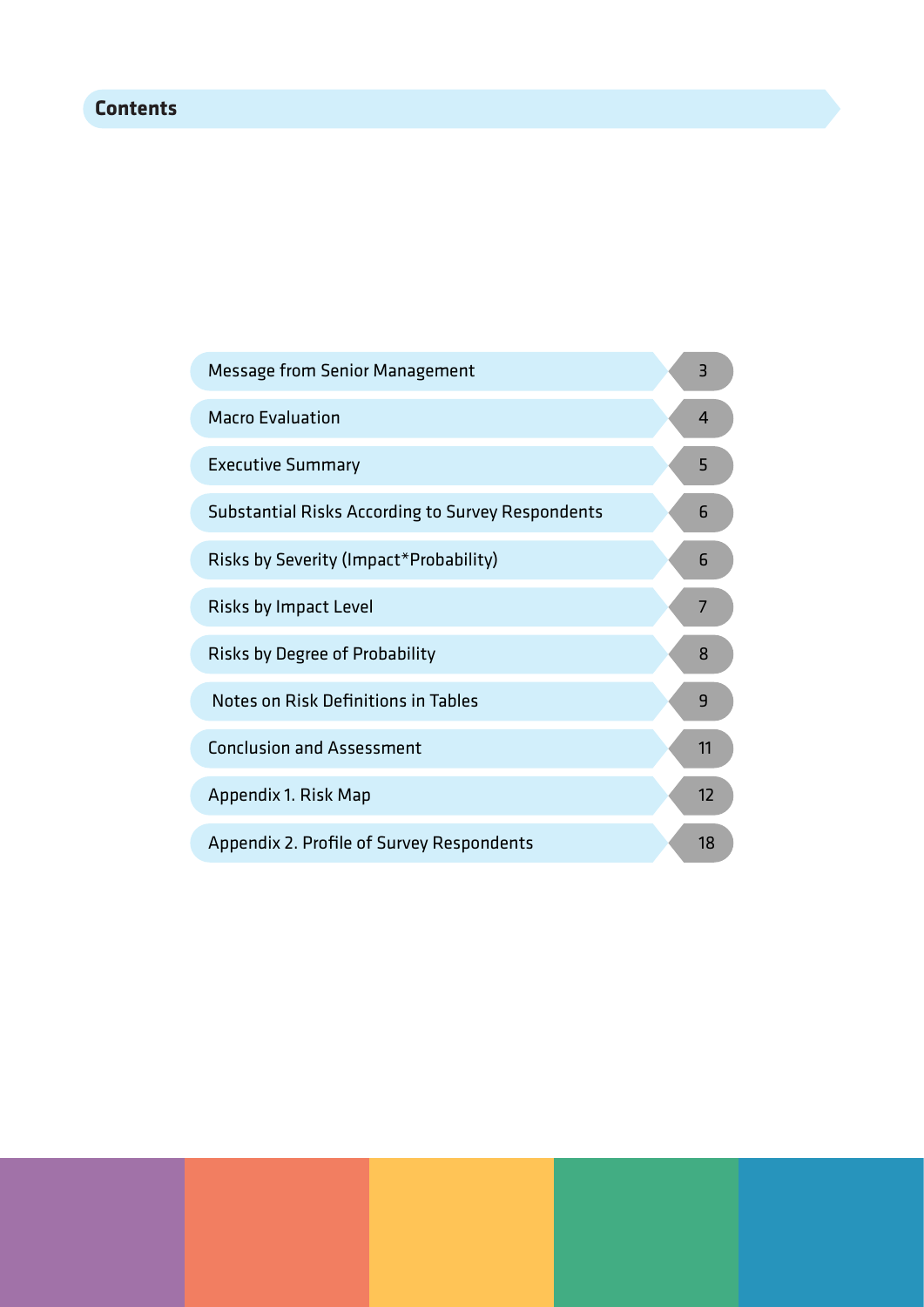# Contents

| Section | Page |
| --- | --- |
| Message from Senior Management | 3 |
| Macro Evaluation | 4 |
| Executive Summary | 5 |
| Substantial Risks According to Survey Respondents | 6 |
| Risks by Severity (Impact*Probability) | 6 |
| Risks by Impact Level | 7 |
| Risks by Degree of Probability | 8 |
| Notes on Risk Definitions in Tables | 9 |
| Conclusion and Assessment | 11 |
| Appendix 1. Risk Map | 12 |
| Appendix 2. Profile of Survey Respondents | 18 |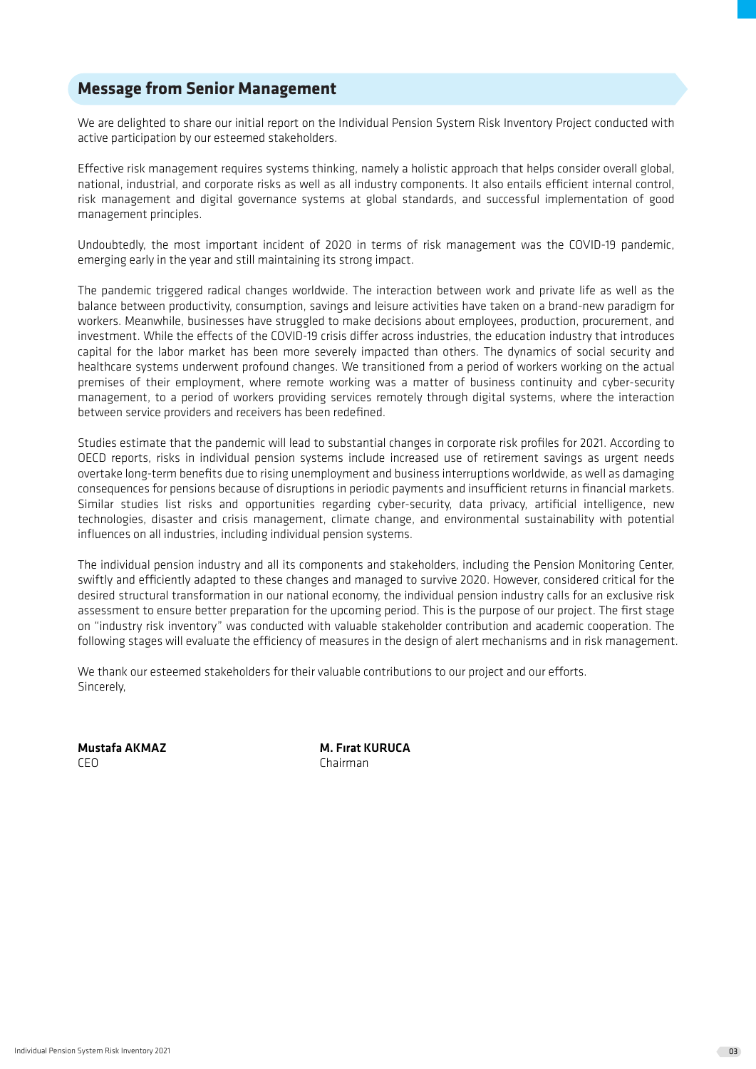## Message from Senior Management

We are delighted to share our initial report on the Individual Pension System Risk Inventory Project conducted with active participation by our esteemed stakeholders.

Effective risk management requires systems thinking, namely a holistic approach that helps consider overall global, national, industrial, and corporate risks as well as all industry components. It also entails efficient internal control, risk management and digital governance systems at global standards, and successful implementation of good management principles.

Undoubtedly, the most important incident of 2020 in terms of risk management was the COVID-19 pandemic, emerging early in the year and still maintaining its strong impact.

The pandemic triggered radical changes worldwide. The interaction between work and private life as well as the balance between productivity, consumption, savings and leisure activities have taken on a brand-new paradigm for workers. Meanwhile, businesses have struggled to make decisions about employees, production, procurement, and investment. While the effects of the COVID-19 crisis differ across industries, the education industry that introduces capital for the labor market has been more severely impacted than others. The dynamics of social security and healthcare systems underwent profound changes. We transitioned from a period of workers working on the actual premises of their employment, where remote working was a matter of business continuity and cyber-security management, to a period of workers providing services remotely through digital systems, where the interaction between service providers and receivers has been redefined.

Studies estimate that the pandemic will lead to substantial changes in corporate risk profiles for 2021. According to OECD reports, risks in individual pension systems include increased use of retirement savings as urgent needs overtake long-term benefits due to rising unemployment and business interruptions worldwide, as well as damaging consequences for pensions because of disruptions in periodic payments and insufficient returns in financial markets. Similar studies list risks and opportunities regarding cyber-security, data privacy, artificial intelligence, new technologies, disaster and crisis management, climate change, and environmental sustainability with potential influences on all industries, including individual pension systems.

The individual pension industry and all its components and stakeholders, including the Pension Monitoring Center, swiftly and efficiently adapted to these changes and managed to survive 2020. However, considered critical for the desired structural transformation in our national economy, the individual pension industry calls for an exclusive risk assessment to ensure better preparation for the upcoming period. This is the purpose of our project. The first stage on "industry risk inventory" was conducted with valuable stakeholder contribution and academic cooperation. The following stages will evaluate the efficiency of measures in the design of alert mechanisms and in risk management.

We thank our esteemed stakeholders for their valuable contributions to our project and our efforts.
Sincerely,

**Mustafa AKMAZ**
CEO

**M. Fırat KURUCA**
Chairman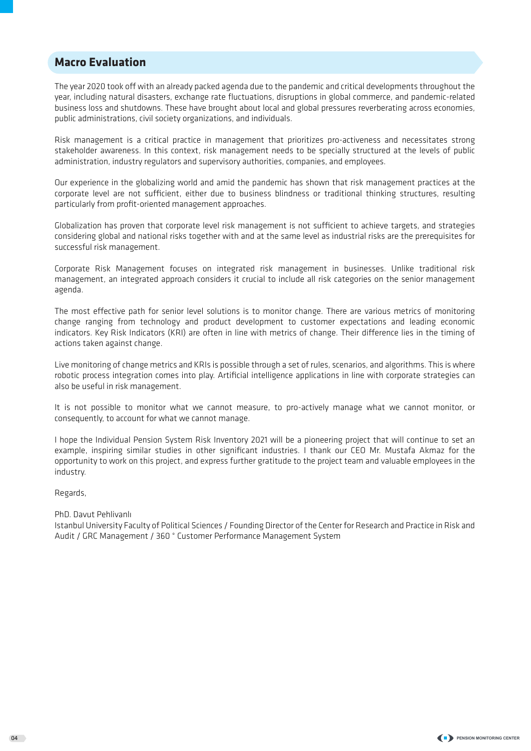## Macro Evaluation

The year 2020 took off with an already packed agenda due to the pandemic and critical developments throughout the year, including natural disasters, exchange rate fluctuations, disruptions in global commerce, and pandemic-related business loss and shutdowns. These have brought about local and global pressures reverberating across economies, public administrations, civil society organizations, and individuals.

Risk management is a critical practice in management that prioritizes pro-activeness and necessitates strong stakeholder awareness. In this context, risk management needs to be specially structured at the levels of public administration, industry regulators and supervisory authorities, companies, and employees.

Our experience in the globalizing world and amid the pandemic has shown that risk management practices at the corporate level are not sufficient, either due to business blindness or traditional thinking structures, resulting particularly from profit-oriented management approaches.

Globalization has proven that corporate level risk management is not sufficient to achieve targets, and strategies considering global and national risks together with and at the same level as industrial risks are the prerequisites for successful risk management.

Corporate Risk Management focuses on integrated risk management in businesses. Unlike traditional risk management, an integrated approach considers it crucial to include all risk categories on the senior management agenda.

The most effective path for senior level solutions is to monitor change. There are various metrics of monitoring change ranging from technology and product development to customer expectations and leading economic indicators. Key Risk Indicators (KRI) are often in line with metrics of change. Their difference lies in the timing of actions taken against change.

Live monitoring of change metrics and KRIs is possible through a set of rules, scenarios, and algorithms. This is where robotic process integration comes into play. Artificial intelligence applications in line with corporate strategies can also be useful in risk management.

It is not possible to monitor what we cannot measure, to pro-actively manage what we cannot monitor, or consequently, to account for what we cannot manage.

I hope the Individual Pension System Risk Inventory 2021 will be a pioneering project that will continue to set an example, inspiring similar studies in other significant industries. I thank our CEO Mr. Mustafa Akmaz for the opportunity to work on this project, and express further gratitude to the project team and valuable employees in the industry.

Regards,

PhD. Davut Pehlivanlı
Istanbul University Faculty of Political Sciences / Founding Director of the Center for Research and Practice in Risk and Audit / GRC Management / 360 ° Customer Performance Management System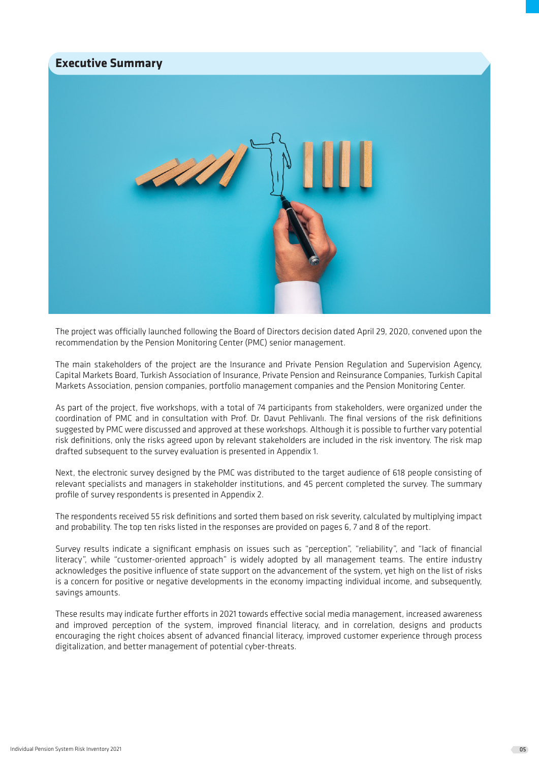## Executive Summary

The project was officially launched following the Board of Directors decision dated April 29, 2020, convened upon the recommendation by the Pension Monitoring Center (PMC) senior management.

The main stakeholders of the project are the Insurance and Private Pension Regulation and Supervision Agency, Capital Markets Board, Turkish Association of Insurance, Private Pension and Reinsurance Companies, Turkish Capital Markets Association, pension companies, portfolio management companies and the Pension Monitoring Center.

As part of the project, five workshops, with a total of 74 participants from stakeholders, were organized under the coordination of PMC and in consultation with Prof. Dr. Davut Pehlivanlı. The final versions of the risk definitions suggested by PMC were discussed and approved at these workshops. Although it is possible to further vary potential risk definitions, only the risks agreed upon by relevant stakeholders are included in the risk inventory. The risk map drafted subsequent to the survey evaluation is presented in Appendix 1.

Next, the electronic survey designed by the PMC was distributed to the target audience of 618 people consisting of relevant specialists and managers in stakeholder institutions, and 45 percent completed the survey. The summary profile of survey respondents is presented in Appendix 2.

The respondents received 55 risk definitions and sorted them based on risk severity, calculated by multiplying impact and probability. The top ten risks listed in the responses are provided on pages 6, 7 and 8 of the report.

Survey results indicate a significant emphasis on issues such as "perception", "reliability", and "lack of financial literacy", while "customer-oriented approach" is widely adopted by all management teams. The entire industry acknowledges the positive influence of state support on the advancement of the system, yet high on the list of risks is a concern for positive or negative developments in the economy impacting individual income, and subsequently, savings amounts.

These results may indicate further efforts in 2021 towards effective social media management, increased awareness and improved perception of the system, improved financial literacy, and in correlation, designs and products encouraging the right choices absent of advanced financial literacy, improved customer experience through process digitalization, and better management of potential cyber-threats.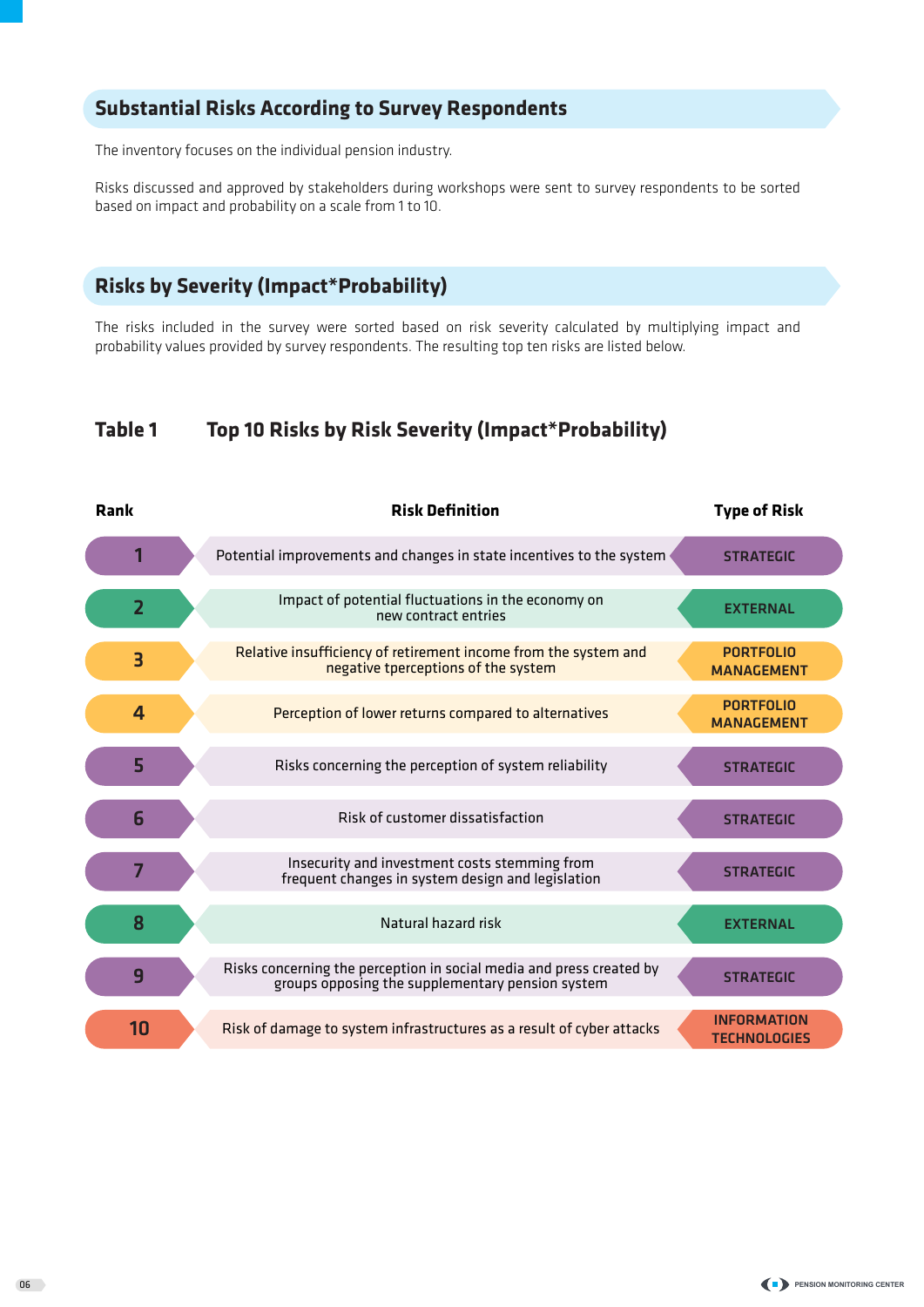## Substantial Risks According to Survey Respondents

The inventory focuses on the individual pension industry.

Risks discussed and approved by stakeholders during workshops were sent to survey respondents to be sorted based on impact and probability on a scale from 1 to 10.

## Risks by Severity (Impact*Probability)

The risks included in the survey were sorted based on risk severity calculated by multiplying impact and probability values provided by survey respondents. The resulting top ten risks are listed below.

### Table 1 Top 10 Risks by Risk Severity (Impact*Probability)

| Rank | Risk Definition | Type of Risk |
|---|---|---|
| 1 | Potential improvements and changes in state incentives to the system | STRATEGIC |
| 2 | Impact of potential fluctuations in the economy on new contract entries | EXTERNAL |
| 3 | Relative insufficiency of retirement income from the system and negative tperceptions of the system | PORTFOLIO MANAGEMENT |
| 4 | Perception of lower returns compared to alternatives | PORTFOLIO MANAGEMENT |
| 5 | Risks concerning the perception of system reliability | STRATEGIC |
| 6 | Risk of customer dissatisfaction | STRATEGIC |
| 7 | Insecurity and investment costs stemming from frequent changes in system design and legislation | STRATEGIC |
| 8 | Natural hazard risk | EXTERNAL |
| 9 | Risks concerning the perception in social media and press created by groups opposing the supplementary pension system | STRATEGIC |
| 10 | Risk of damage to system infrastructures as a result of cyber attacks | INFORMATION TECHNOLOGIES |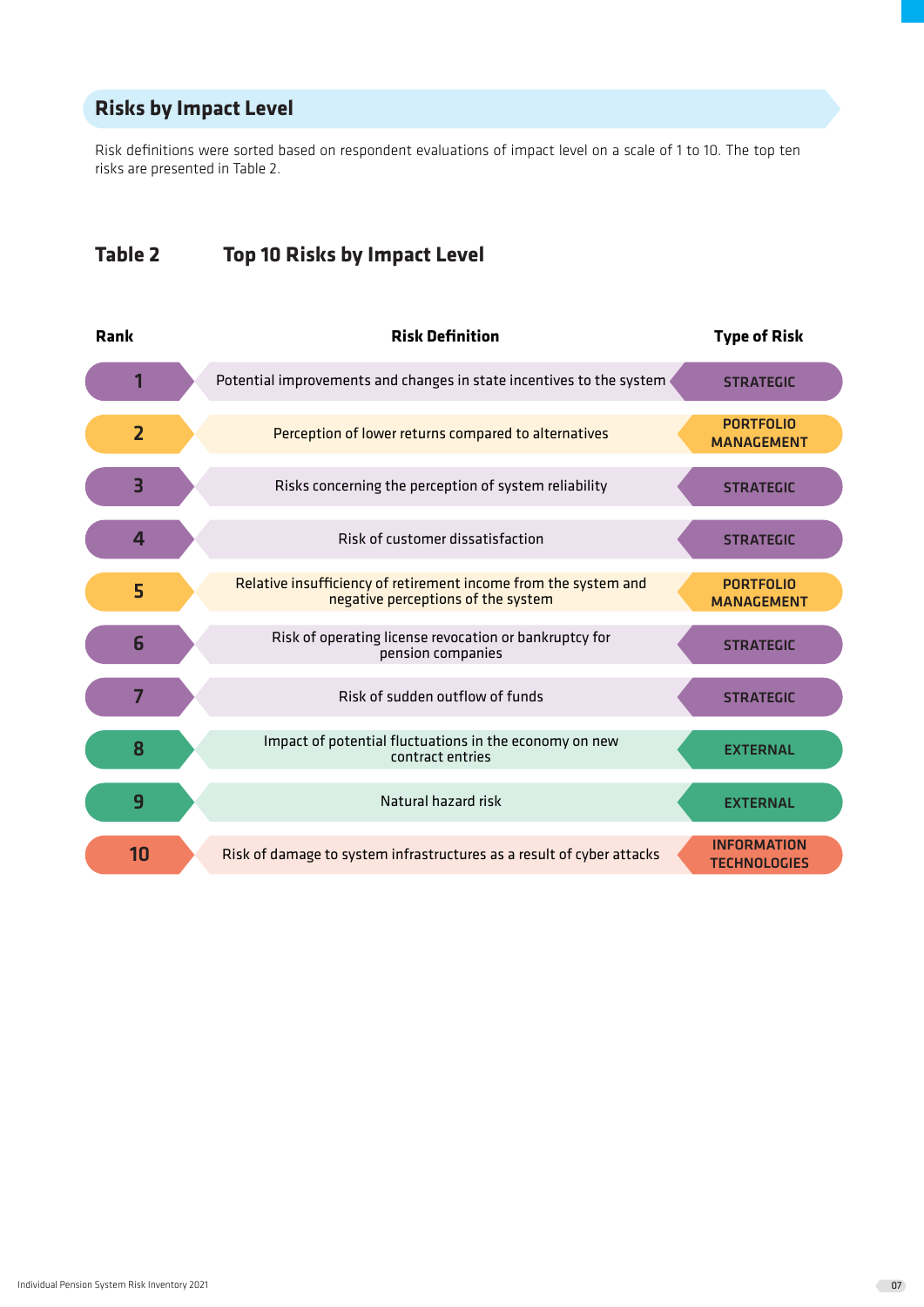## Risks by Impact Level

Risk definitions were sorted based on respondent evaluations of impact level on a scale of 1 to 10. The top ten risks are presented in Table 2.

### Table 2 Top 10 Risks by Impact Level

| Rank | Risk Definition | Type of Risk |
|---|---|---|
| 1 | Potential improvements and changes in state incentives to the system | STRATEGIC |
| 2 | Perception of lower returns compared to alternatives | PORTFOLIO MANAGEMENT |
| 3 | Risks concerning the perception of system reliability | STRATEGIC |
| 4 | Risk of customer dissatisfaction | STRATEGIC |
| 5 | Relative insufficiency of retirement income from the system and negative perceptions of the system | PORTFOLIO MANAGEMENT |
| 6 | Risk of operating license revocation or bankruptcy for pension companies | STRATEGIC |
| 7 | Risk of sudden outflow of funds | STRATEGIC |
| 8 | Impact of potential fluctuations in the economy on new contract entries | EXTERNAL |
| 9 | Natural hazard risk | EXTERNAL |
| 10 | Risk of damage to system infrastructures as a result of cyber attacks | INFORMATION TECHNOLOGIES |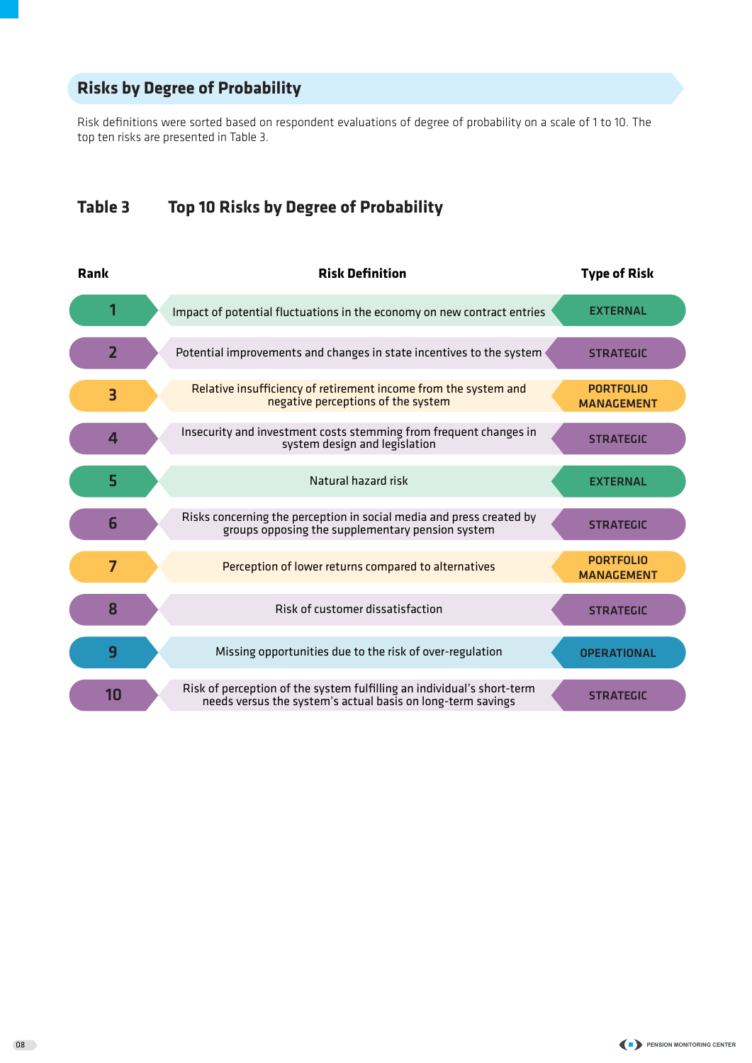## Risks by Degree of Probability

Risk definitions were sorted based on respondent evaluations of degree of probability on a scale of 1 to 10. The top ten risks are presented in Table 3.

### Table 3 Top 10 Risks by Degree of Probability

| Rank | Risk Definition | Type of Risk |
|---|---|---|
| 1 | Impact of potential fluctuations in the economy on new contract entries | EXTERNAL |
| 2 | Potential improvements and changes in state incentives to the system | STRATEGIC |
| 3 | Relative insufficiency of retirement income from the system and negative perceptions of the system | PORTFOLIO MANAGEMENT |
| 4 | Insecurity and investment costs stemming from frequent changes in system design and legislation | STRATEGIC |
| 5 | Natural hazard risk | EXTERNAL |
| 6 | Risks concerning the perception in social media and press created by groups opposing the supplementary pension system | STRATEGIC |
| 7 | Perception of lower returns compared to alternatives | PORTFOLIO MANAGEMENT |
| 8 | Risk of customer dissatisfaction | STRATEGIC |
| 9 | Missing opportunities due to the risk of over-regulation | OPERATIONAL |
| 10 | Risk of perception of the system fulfilling an individual's short-term needs versus the system's actual basis on long-term savings | STRATEGIC |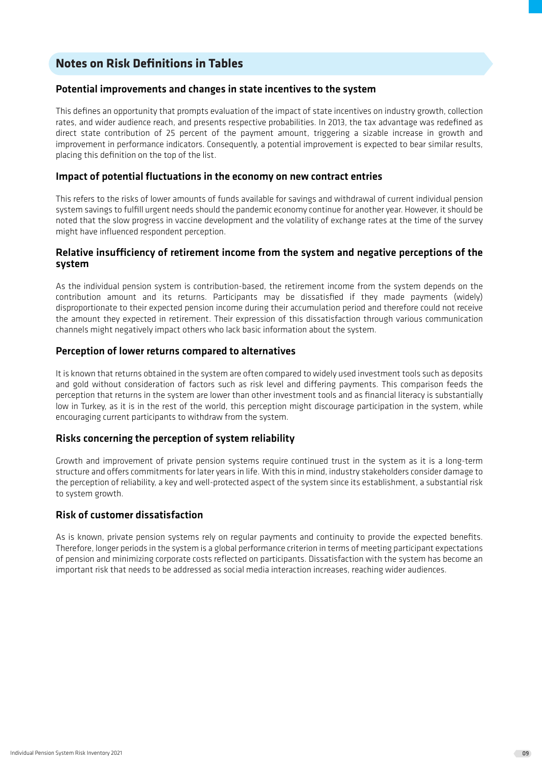## Notes on Risk Definitions in Tables

### Potential improvements and changes in state incentives to the system

This defines an opportunity that prompts evaluation of the impact of state incentives on industry growth, collection rates, and wider audience reach, and presents respective probabilities. In 2013, the tax advantage was redefined as direct state contribution of 25 percent of the payment amount, triggering a sizable increase in growth and improvement in performance indicators. Consequently, a potential improvement is expected to bear similar results, placing this definition on the top of the list.

### Impact of potential fluctuations in the economy on new contract entries

This refers to the risks of lower amounts of funds available for savings and withdrawal of current individual pension system savings to fulfill urgent needs should the pandemic economy continue for another year. However, it should be noted that the slow progress in vaccine development and the volatility of exchange rates at the time of the survey might have influenced respondent perception.

### Relative insufficiency of retirement income from the system and negative perceptions of the system

As the individual pension system is contribution-based, the retirement income from the system depends on the contribution amount and its returns. Participants may be dissatisfied if they made payments (widely) disproportionate to their expected pension income during their accumulation period and therefore could not receive the amount they expected in retirement. Their expression of this dissatisfaction through various communication channels might negatively impact others who lack basic information about the system.

### Perception of lower returns compared to alternatives

It is known that returns obtained in the system are often compared to widely used investment tools such as deposits and gold without consideration of factors such as risk level and differing payments. This comparison feeds the perception that returns in the system are lower than other investment tools and as financial literacy is substantially low in Turkey, as it is in the rest of the world, this perception might discourage participation in the system, while encouraging current participants to withdraw from the system.

### Risks concerning the perception of system reliability

Growth and improvement of private pension systems require continued trust in the system as it is a long-term structure and offers commitments for later years in life. With this in mind, industry stakeholders consider damage to the perception of reliability, a key and well-protected aspect of the system since its establishment, a substantial risk to system growth.

### Risk of customer dissatisfaction

As is known, private pension systems rely on regular payments and continuity to provide the expected benefits. Therefore, longer periods in the system is a global performance criterion in terms of meeting participant expectations of pension and minimizing corporate costs reflected on participants. Dissatisfaction with the system has become an important risk that needs to be addressed as social media interaction increases, reaching wider audiences.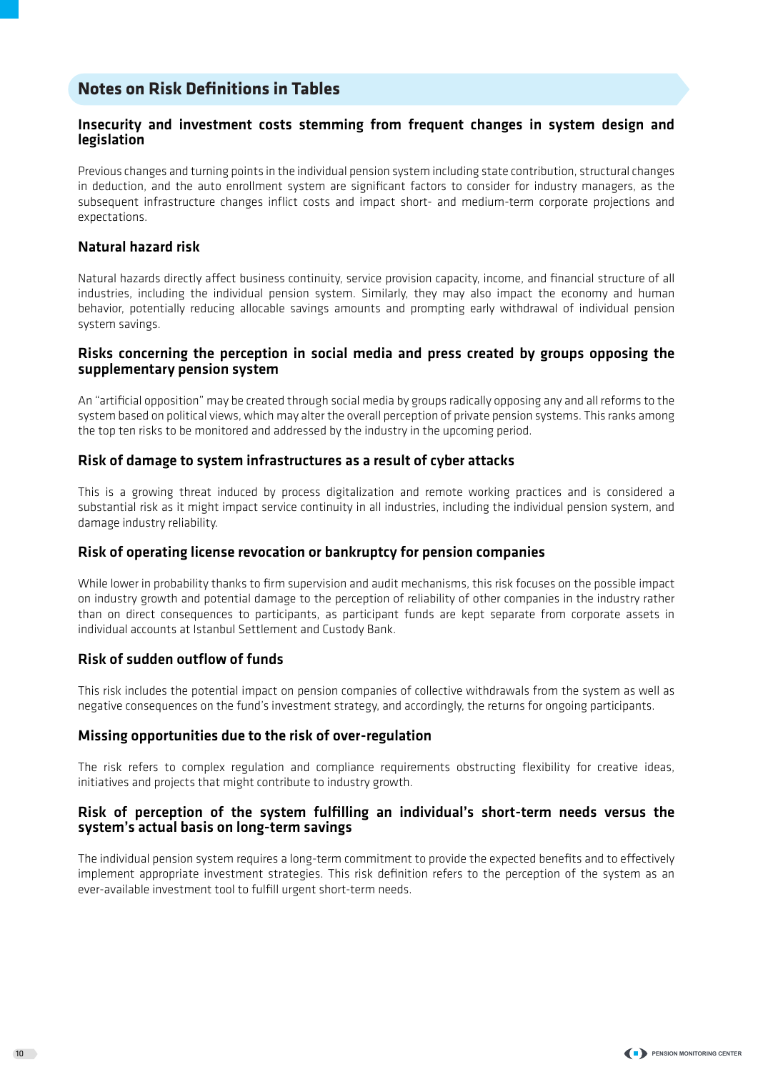## Notes on Risk Definitions in Tables

### Insecurity and investment costs stemming from frequent changes in system design and legislation

Previous changes and turning points in the individual pension system including state contribution, structural changes in deduction, and the auto enrollment system are significant factors to consider for industry managers, as the subsequent infrastructure changes inflict costs and impact short- and medium-term corporate projections and expectations.

### Natural hazard risk

Natural hazards directly affect business continuity, service provision capacity, income, and financial structure of all industries, including the individual pension system. Similarly, they may also impact the economy and human behavior, potentially reducing allocable savings amounts and prompting early withdrawal of individual pension system savings.

### Risks concerning the perception in social media and press created by groups opposing the supplementary pension system

An "artificial opposition" may be created through social media by groups radically opposing any and all reforms to the system based on political views, which may alter the overall perception of private pension systems. This ranks among the top ten risks to be monitored and addressed by the industry in the upcoming period.

### Risk of damage to system infrastructures as a result of cyber attacks

This is a growing threat induced by process digitalization and remote working practices and is considered a substantial risk as it might impact service continuity in all industries, including the individual pension system, and damage industry reliability.

### Risk of operating license revocation or bankruptcy for pension companies

While lower in probability thanks to firm supervision and audit mechanisms, this risk focuses on the possible impact on industry growth and potential damage to the perception of reliability of other companies in the industry rather than on direct consequences to participants, as participant funds are kept separate from corporate assets in individual accounts at Istanbul Settlement and Custody Bank.

### Risk of sudden outflow of funds

This risk includes the potential impact on pension companies of collective withdrawals from the system as well as negative consequences on the fund's investment strategy, and accordingly, the returns for ongoing participants.

### Missing opportunities due to the risk of over-regulation

The risk refers to complex regulation and compliance requirements obstructing flexibility for creative ideas, initiatives and projects that might contribute to industry growth.

### Risk of perception of the system fulfilling an individual's short-term needs versus the system's actual basis on long-term savings

The individual pension system requires a long-term commitment to provide the expected benefits and to effectively implement appropriate investment strategies. This risk definition refers to the perception of the system as an ever-available investment tool to fulfill urgent short-term needs.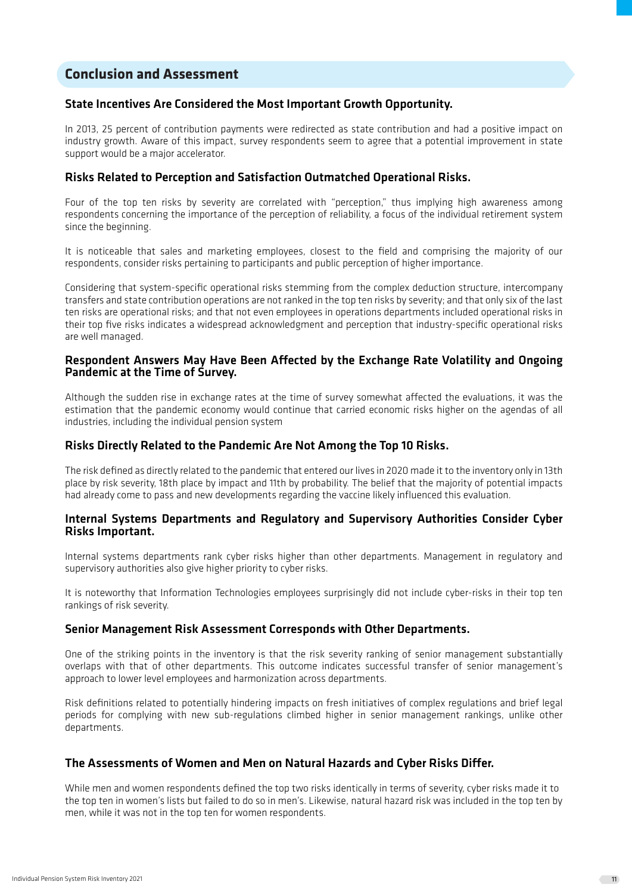## Conclusion and Assessment

### State Incentives Are Considered the Most Important Growth Opportunity.

In 2013, 25 percent of contribution payments were redirected as state contribution and had a positive impact on industry growth. Aware of this impact, survey respondents seem to agree that a potential improvement in state support would be a major accelerator.

### Risks Related to Perception and Satisfaction Outmatched Operational Risks.

Four of the top ten risks by severity are correlated with "perception," thus implying high awareness among respondents concerning the importance of the perception of reliability, a focus of the individual retirement system since the beginning.

It is noticeable that sales and marketing employees, closest to the field and comprising the majority of our respondents, consider risks pertaining to participants and public perception of higher importance.

Considering that system-specific operational risks stemming from the complex deduction structure, intercompany transfers and state contribution operations are not ranked in the top ten risks by severity; and that only six of the last ten risks are operational risks; and that not even employees in operations departments included operational risks in their top five risks indicates a widespread acknowledgment and perception that industry-specific operational risks are well managed.

### Respondent Answers May Have Been Affected by the Exchange Rate Volatility and Ongoing Pandemic at the Time of Survey.

Although the sudden rise in exchange rates at the time of survey somewhat affected the evaluations, it was the estimation that the pandemic economy would continue that carried economic risks higher on the agendas of all industries, including the individual pension system

### Risks Directly Related to the Pandemic Are Not Among the Top 10 Risks.

The risk defined as directly related to the pandemic that entered our lives in 2020 made it to the inventory only in 13th place by risk severity, 18th place by impact and 11th by probability. The belief that the majority of potential impacts had already come to pass and new developments regarding the vaccine likely influenced this evaluation.

### Internal Systems Departments and Regulatory and Supervisory Authorities Consider Cyber Risks Important.

Internal systems departments rank cyber risks higher than other departments. Management in regulatory and supervisory authorities also give higher priority to cyber risks.

It is noteworthy that Information Technologies employees surprisingly did not include cyber-risks in their top ten rankings of risk severity.

### Senior Management Risk Assessment Corresponds with Other Departments.

One of the striking points in the inventory is that the risk severity ranking of senior management substantially overlaps with that of other departments. This outcome indicates successful transfer of senior management's approach to lower level employees and harmonization across departments.

Risk definitions related to potentially hindering impacts on fresh initiatives of complex regulations and brief legal periods for complying with new sub-regulations climbed higher in senior management rankings, unlike other departments.

### The Assessments of Women and Men on Natural Hazards and Cyber Risks Differ.

While men and women respondents defined the top two risks identically in terms of severity, cyber risks made it to the top ten in women's lists but failed to do so in men's. Likewise, natural hazard risk was included in the top ten by men, while it was not in the top ten for women respondents.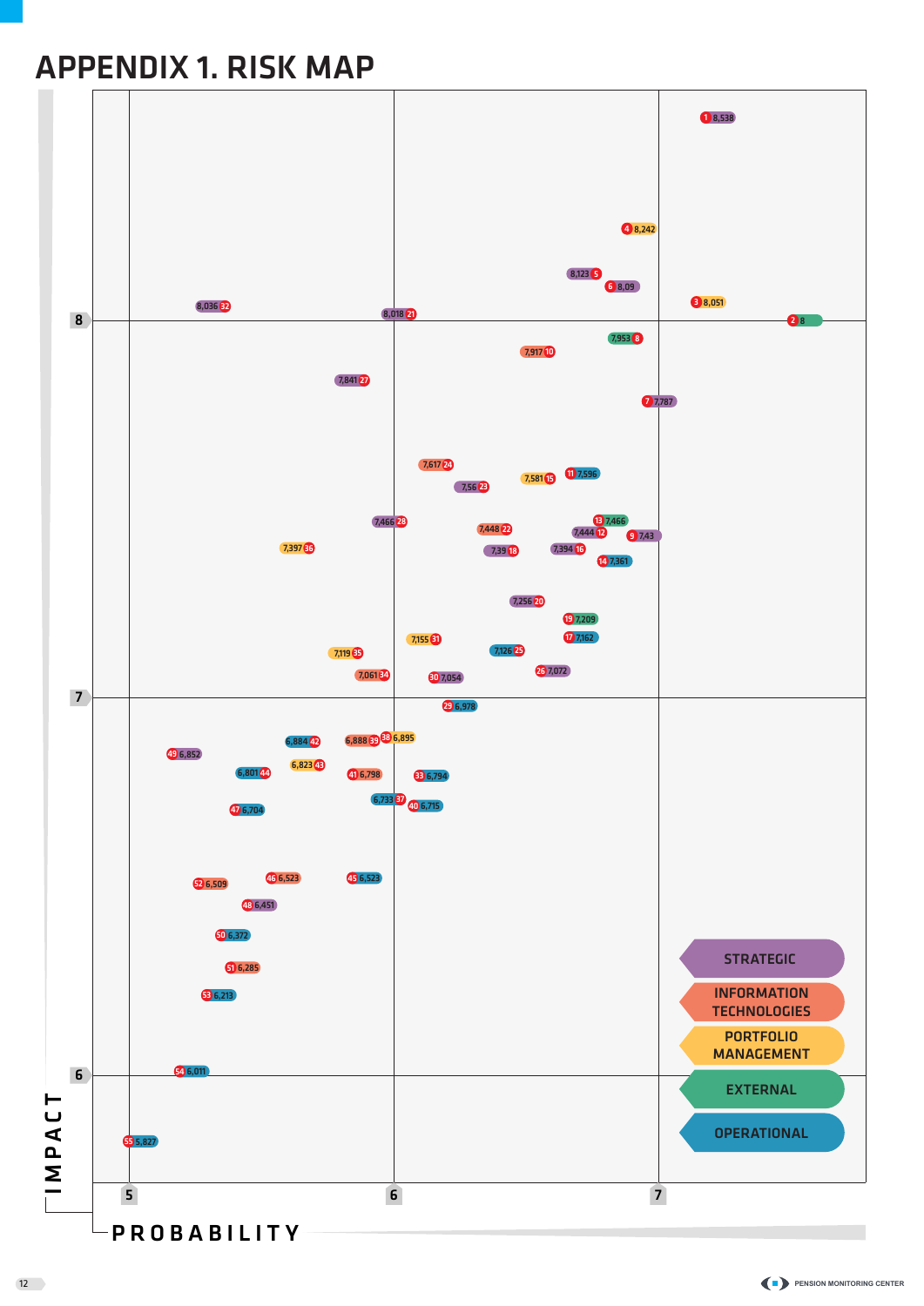# APPENDIX 1. RISK MAP

| Risk No. | Impact | Category |
|---|---|---|
| 1 | 8,538 | Strategic |
| 2 | 8 | External |
| 3 | 8,051 | Portfolio Management |
| 4 | 8,242 | Portfolio Management |
| 5 | 8,123 | Strategic |
| 6 | 8,09 | Strategic |
| 7 | 7,787 | Strategic |
| 8 | 7,953 | External |
| 9 | 7,43 | Strategic |
| 10 | 7,917 | Information Technologies |
| 11 | 7,596 | Operational |
| 12 | 7,444 | Strategic |
| 13 | 7,466 | External |
| 14 | 7,361 | Operational |
| 15 | 7,581 | Portfolio Management |
| 16 | 7,394 | Strategic |
| 17 | 7,162 | Operational |
| 18 | 7,39 | Strategic |
| 19 | 7,209 | External |
| 20 | 7,256 | Strategic |
| 21 | 8,018 | Strategic |
| 22 | 7,448 | Information Technologies |
| 23 | 7,56 | Strategic |
| 24 | 7,617 | Information Technologies |
| 25 | 7,126 | Operational |
| 26 | 7,072 | Strategic |
| 27 | 7,841 | Strategic |
| 28 | 7,466 | Strategic |
| 29 | 6,978 | Operational |
| 30 | 7,054 | Strategic |
| 31 | 7,155 | Portfolio Management |
| 32 | 8,036 | Strategic |
| 33 | 6,794 | Operational |
| 34 | 7,061 | Information Technologies |
| 35 | 7,119 | Portfolio Management |
| 36 | 7,397 | Portfolio Management |
| 37 | 6,733 | Operational |
| 38 | 6,895 | Portfolio Management |
| 39 | 6,888 | Information Technologies |
| 40 | 6,715 | Operational |
| 41 | 6,798 | Information Technologies |
| 42 | 6,884 | Operational |
| 43 | 6,823 | Portfolio Management |
| 44 | 6,801 | Operational |
| 45 | 6,523 | Operational |
| 46 | 6,523 | Information Technologies |
| 47 | 6,704 | Operational |
| 48 | 6,451 | Strategic |
| 49 | 6,852 | Strategic |
| 50 | 6,372 | Operational |
| 51 | 6,285 | Information Technologies |
| 52 | 6,509 | Information Technologies |
| 53 | 6,213 | Operational |
| 54 | 6,011 | Operational |
| 55 | 5,827 | Operational |

Axes: IMPACT (vertical, 6–8); PROBABILITY (horizontal, 5–7)

Legend: STRATEGIC; INFORMATION TECHNOLOGIES; PORTFOLIO MANAGEMENT; EXTERNAL; OPERATIONAL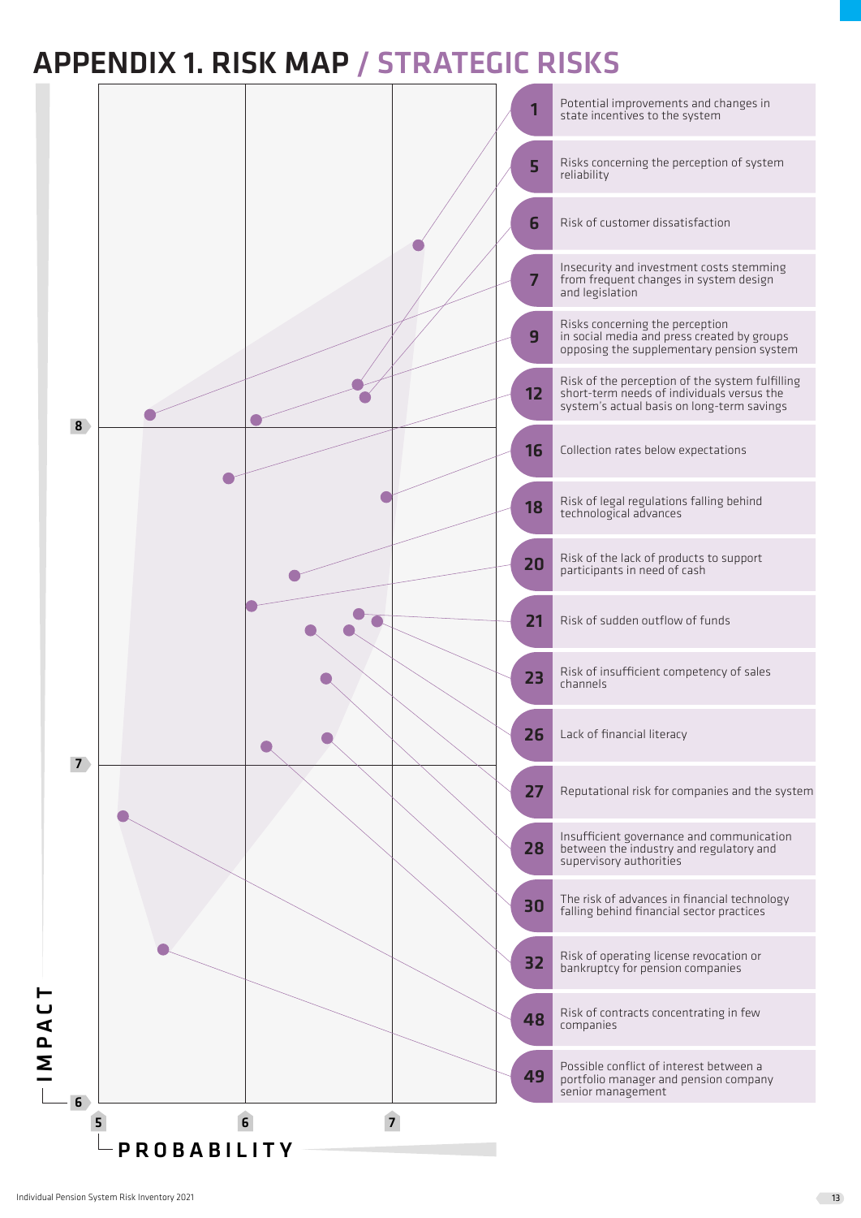# APPENDIX 1. RISK MAP / STRATEGIC RISKS

IMPACT: 6, 7, 8

PROBABILITY: 5, 6, 7

| No. | Risk |
|---|---|
| 1 | Potential improvements and changes in state incentives to the system |
| 5 | Risks concerning the perception of system reliability |
| 6 | Risk of customer dissatisfaction |
| 7 | Insecurity and investment costs stemming from frequent changes in system design and legislation |
| 9 | Risks concerning the perception in social media and press created by groups opposing the supplementary pension system |
| 12 | Risk of the perception of the system fulfilling short-term needs of individuals versus the system's actual basis on long-term savings |
| 16 | Collection rates below expectations |
| 18 | Risk of legal regulations falling behind technological advances |
| 20 | Risk of the lack of products to support participants in need of cash |
| 21 | Risk of sudden outflow of funds |
| 23 | Risk of insufficient competency of sales channels |
| 26 | Lack of financial literacy |
| 27 | Reputational risk for companies and the system |
| 28 | Insufficient governance and communication between the industry and regulatory and supervisory authorities |
| 30 | The risk of advances in financial technology falling behind financial sector practices |
| 32 | Risk of operating license revocation or bankruptcy for pension companies |
| 48 | Risk of contracts concentrating in few companies |
| 49 | Possible conflict of interest between a portfolio manager and pension company senior management |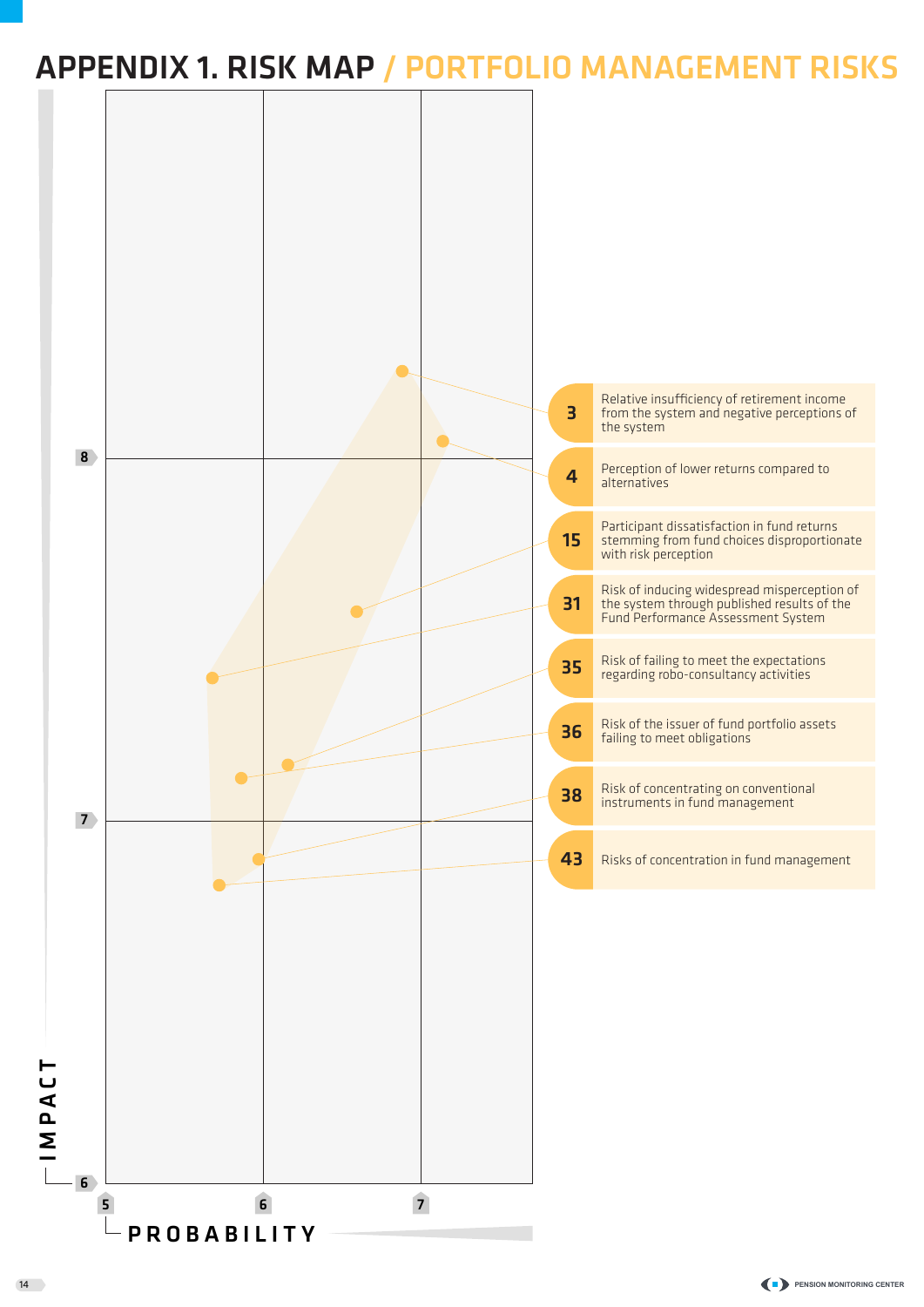# APPENDIX 1. RISK MAP / PORTFOLIO MANAGEMENT RISKS

| No. | Risk |
|---|---|
| 3 | Relative insufficiency of retirement income from the system and negative perceptions of the system |
| 4 | Perception of lower returns compared to alternatives |
| 15 | Participant dissatisfaction in fund returns stemming from fund choices disproportionate with risk perception |
| 31 | Risk of inducing widespread misperception of the system through published results of the Fund Performance Assessment System |
| 35 | Risk of failing to meet the expectations regarding robo-consultancy activities |
| 36 | Risk of the issuer of fund portfolio assets failing to meet obligations |
| 38 | Risk of concentrating on conventional instruments in fund management |
| 43 | Risks of concentration in fund management |

IMPACT: 6, 7, 8

PROBABILITY: 5, 6, 7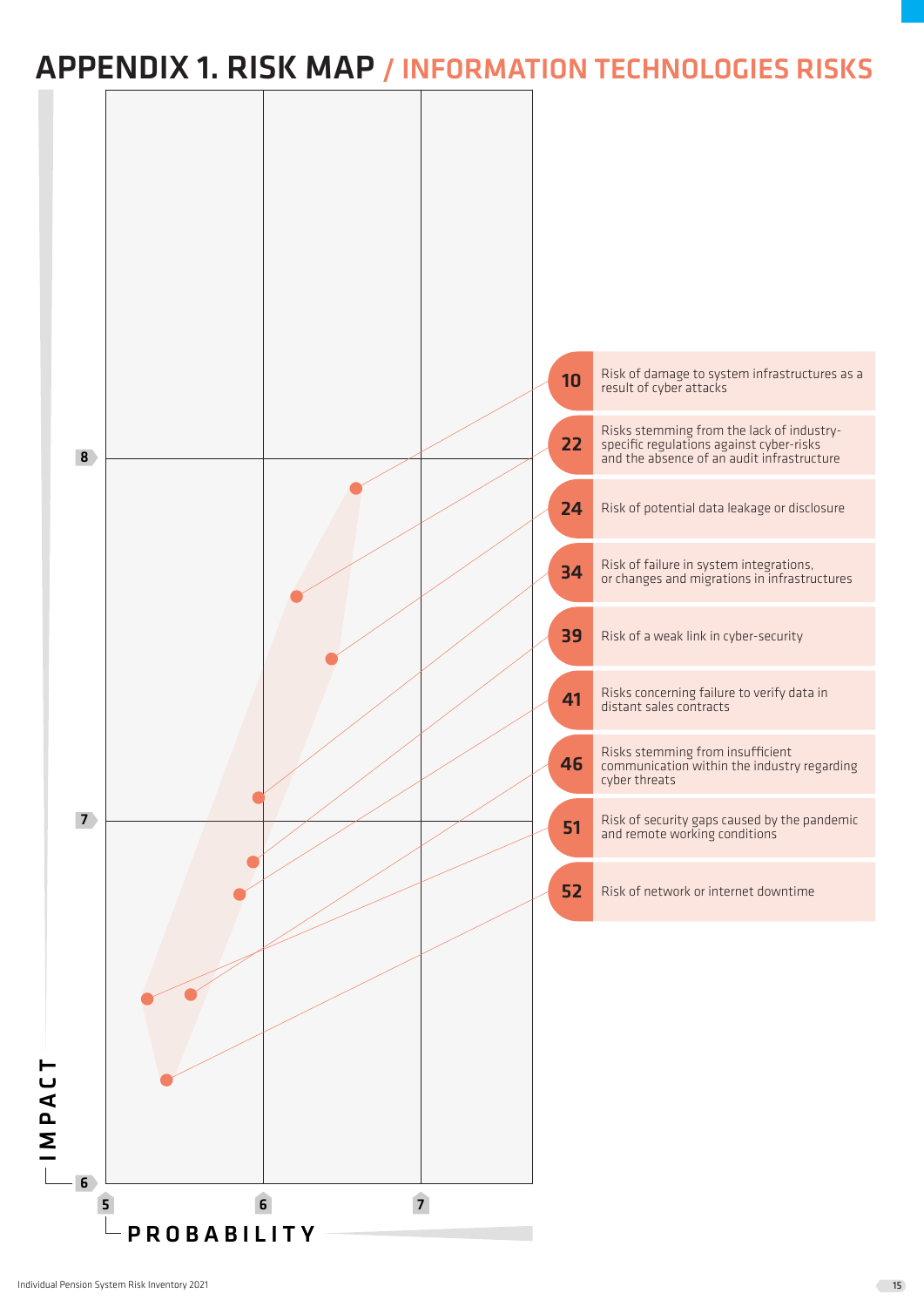# APPENDIX 1. RISK MAP / INFORMATION TECHNOLOGIES RISKS

IMPACT

PROBABILITY

| No. | Risk |
|---|---|
| 10 | Risk of damage to system infrastructures as a result of cyber attacks |
| 22 | Risks stemming from the lack of industry-specific regulations against cyber-risks and the absence of an audit infrastructure |
| 24 | Risk of potential data leakage or disclosure |
| 34 | Risk of failure in system integrations, or changes and migrations in infrastructures |
| 39 | Risk of a weak link in cyber-security |
| 41 | Risks concerning failure to verify data in distant sales contracts |
| 46 | Risks stemming from insufficient communication within the industry regarding cyber threats |
| 51 | Risk of security gaps caused by the pandemic and remote working conditions |
| 52 | Risk of network or internet downtime |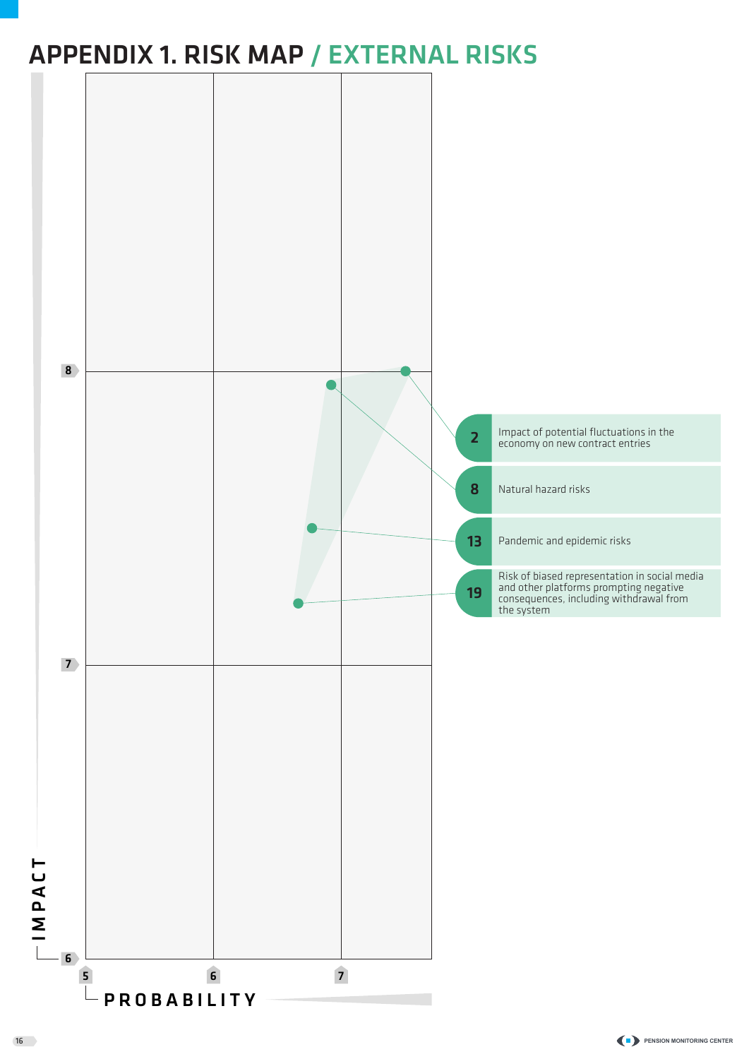# APPENDIX 1. RISK MAP / EXTERNAL RISKS

IMPACT: 6, 7, 8

PROBABILITY: 5, 6, 7

| No. | Risk |
| --- | --- |
| 2 | Impact of potential fluctuations in the economy on new contract entries |
| 8 | Natural hazard risks |
| 13 | Pandemic and epidemic risks |
| 19 | Risk of biased representation in social media and other platforms prompting negative consequences, including withdrawal from the system |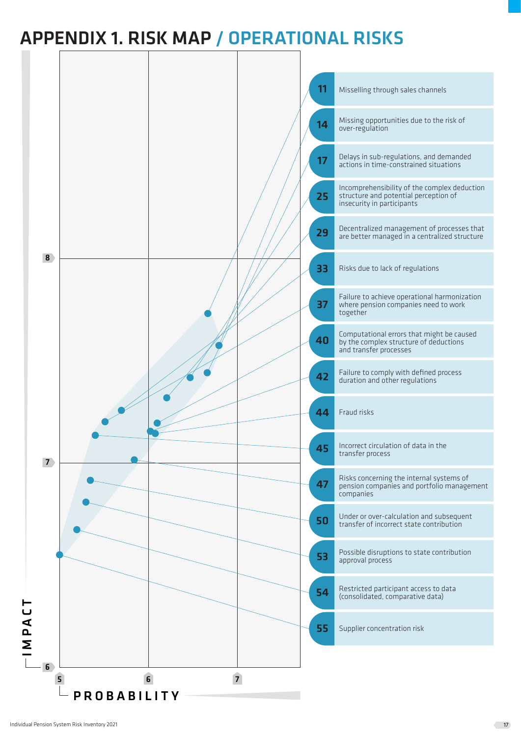# APPENDIX 1. RISK MAP / OPERATIONAL RISKS

IMPACT

PROBABILITY

| No. | Risk |
|---|---|
| 11 | Misselling through sales channels |
| 14 | Missing opportunities due to the risk of over-regulation |
| 17 | Delays in sub-regulations, and demanded actions in time-constrained situations |
| 25 | Incomprehensibility of the complex deduction structure and potential perception of insecurity in participants |
| 29 | Decentralized management of processes that are better managed in a centralized structure |
| 33 | Risks due to lack of regulations |
| 37 | Failure to achieve operational harmonization where pension companies need to work together |
| 40 | Computational errors that might be caused by the complex structure of deductions and transfer processes |
| 42 | Failure to comply with defined process duration and other regulations |
| 44 | Fraud risks |
| 45 | Incorrect circulation of data in the transfer process |
| 47 | Risks concerning the internal systems of pension companies and portfolio management companies |
| 50 | Under or over-calculation and subsequent transfer of incorrect state contribution |
| 53 | Possible disruptions to state contribution approval process |
| 54 | Restricted participant access to data (consolidated, comparative data) |
| 55 | Supplier concentration risk |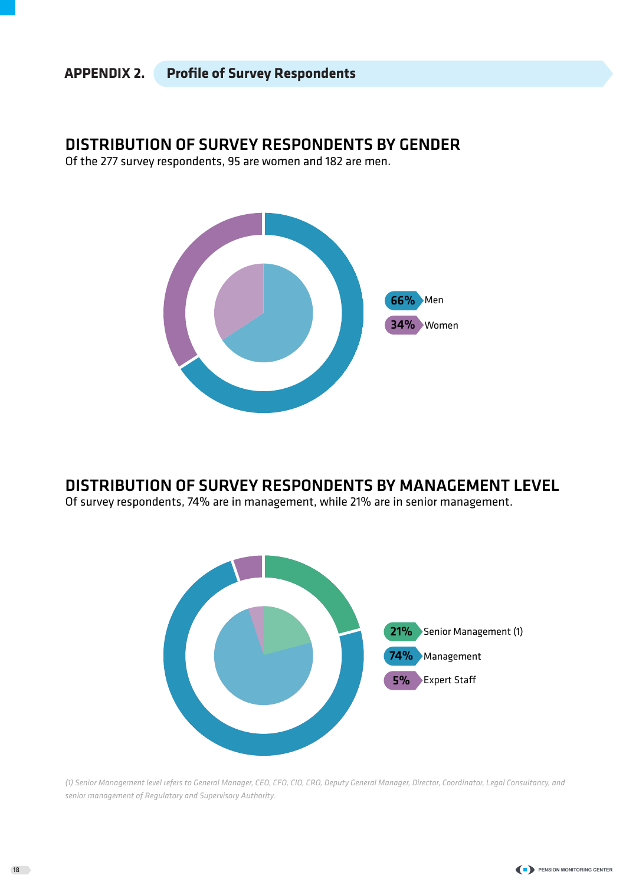## APPENDIX 2. Profile of Survey Respondents

### DISTRIBUTION OF SURVEY RESPONDENTS BY GENDER

Of the 277 survey respondents, 95 are women and 182 are men.

66% Men

34% Women

### DISTRIBUTION OF SURVEY RESPONDENTS BY MANAGEMENT LEVEL

Of survey respondents, 74% are in management, while 21% are in senior management.

21% Senior Management (1)

74% Management

5% Expert Staff

*(1) Senior Management level refers to General Manager, CEO, CFO, CIO, CRO, Deputy General Manager, Director, Coordinator, Legal Consultancy, and senior management of Regulatory and Supervisory Authority.*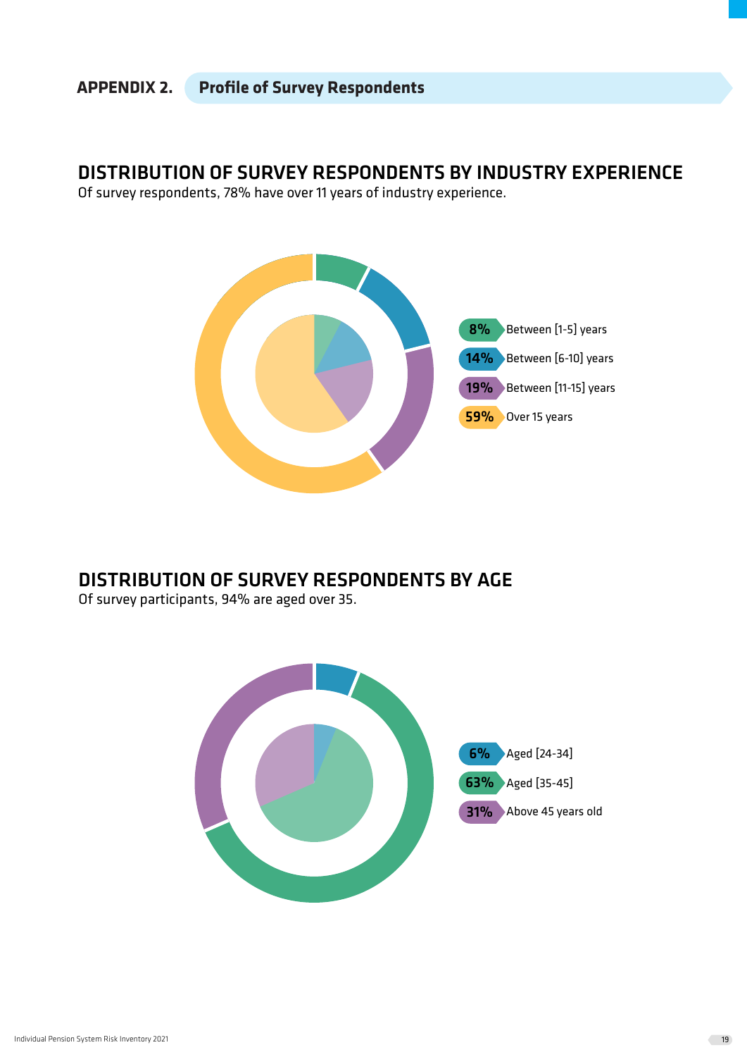**APPENDIX 2.** **Profile of Survey Respondents**

## DISTRIBUTION OF SURVEY RESPONDENTS BY INDUSTRY EXPERIENCE

Of survey respondents, 78% have over 11 years of industry experience.

- **8%** Between [1-5] years
- **14%** Between [6-10] years
- **19%** Between [11-15] years
- **59%** Over 15 years

## DISTRIBUTION OF SURVEY RESPONDENTS BY AGE

Of survey participants, 94% are aged over 35.

- **6%** Aged [24-34]
- **63%** Aged [35-45]
- **31%** Above 45 years old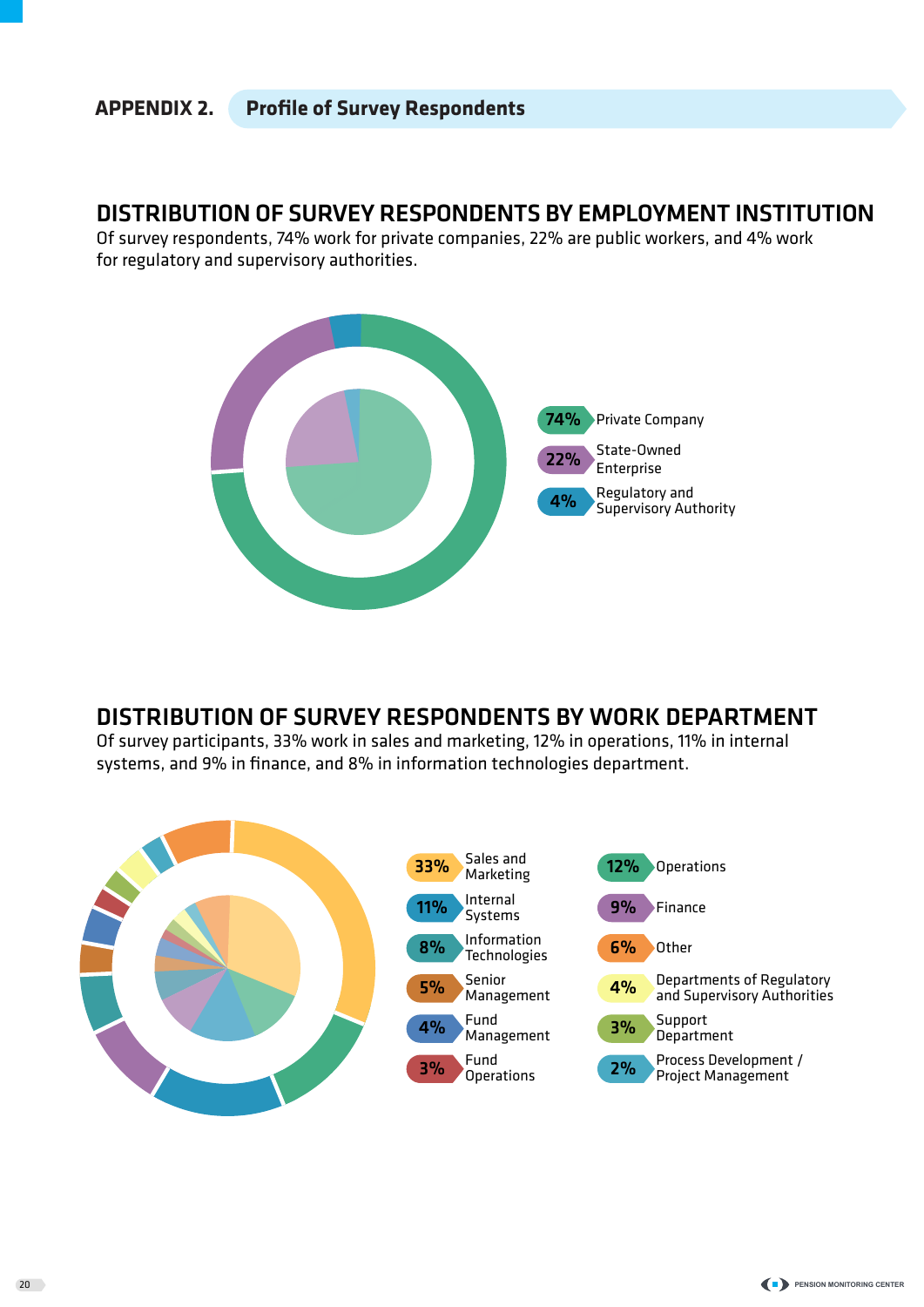## APPENDIX 2. Profile of Survey Respondents

### DISTRIBUTION OF SURVEY RESPONDENTS BY EMPLOYMENT INSTITUTION

Of survey respondents, 74% work for private companies, 22% are public workers, and 4% work for regulatory and supervisory authorities.

- 74% Private Company
- 22% State-Owned Enterprise
- 4% Regulatory and Supervisory Authority

### DISTRIBUTION OF SURVEY RESPONDENTS BY WORK DEPARTMENT

Of survey participants, 33% work in sales and marketing, 12% in operations, 11% in internal systems, and 9% in finance, and 8% in information technologies department.

- 33% Sales and Marketing
- 11% Internal Systems
- 8% Information Technologies
- 5% Senior Management
- 4% Fund Management
- 3% Fund Operations
- 12% Operations
- 9% Finance
- 6% Other
- 4% Departments of Regulatory and Supervisory Authorities
- 3% Support Department
- 2% Process Development / Project Management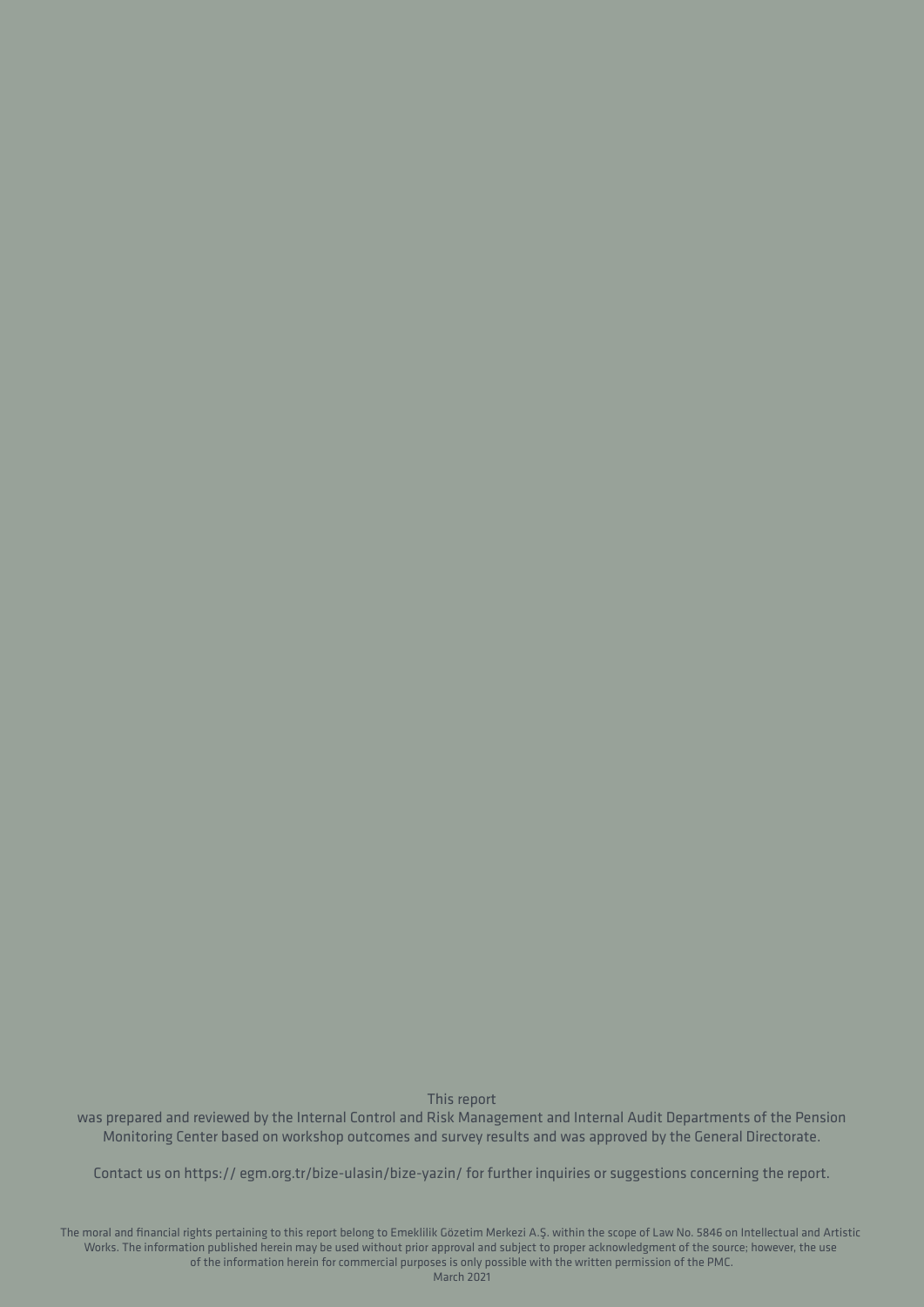This report
was prepared and reviewed by the Internal Control and Risk Management and Internal Audit Departments of the Pension Monitoring Center based on workshop outcomes and survey results and was approved by the General Directorate.

Contact us on https:// egm.org.tr/bize-ulasin/bize-yazin/ for further inquiries or suggestions concerning the report.

The moral and financial rights pertaining to this report belong to Emeklilik Gözetim Merkezi A.Ş. within the scope of Law No. 5846 on Intellectual and Artistic Works. The information published herein may be used without prior approval and subject to proper acknowledgment of the source; however, the use of the information herein for commercial purposes is only possible with the written permission of the PMC.
March 2021